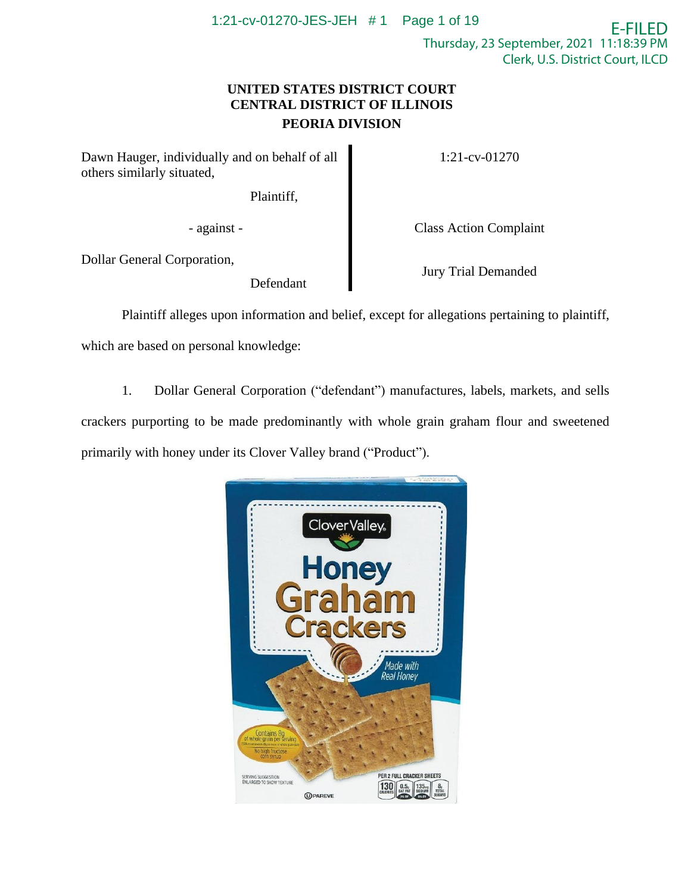**UNITED STATES DISTRICT COURT**
**CENTRAL DISTRICT OF ILLINOIS**
**PEORIA DIVISION**

| | |
|---|---|
| Dawn Hauger, individually and on behalf of all others similarly situated, | 1:21-cv-01270 |
| Plaintiff, | |
| - against - | Class Action Complaint |
| Dollar General Corporation, | Jury Trial Demanded |
| Defendant | |

Plaintiff alleges upon information and belief, except for allegations pertaining to plaintiff, which are based on personal knowledge:

1. Dollar General Corporation ("defendant") manufactures, labels, markets, and sells crackers purporting to be made predominantly with whole grain graham flour and sweetened primarily with honey under its Clover Valley brand ("Product").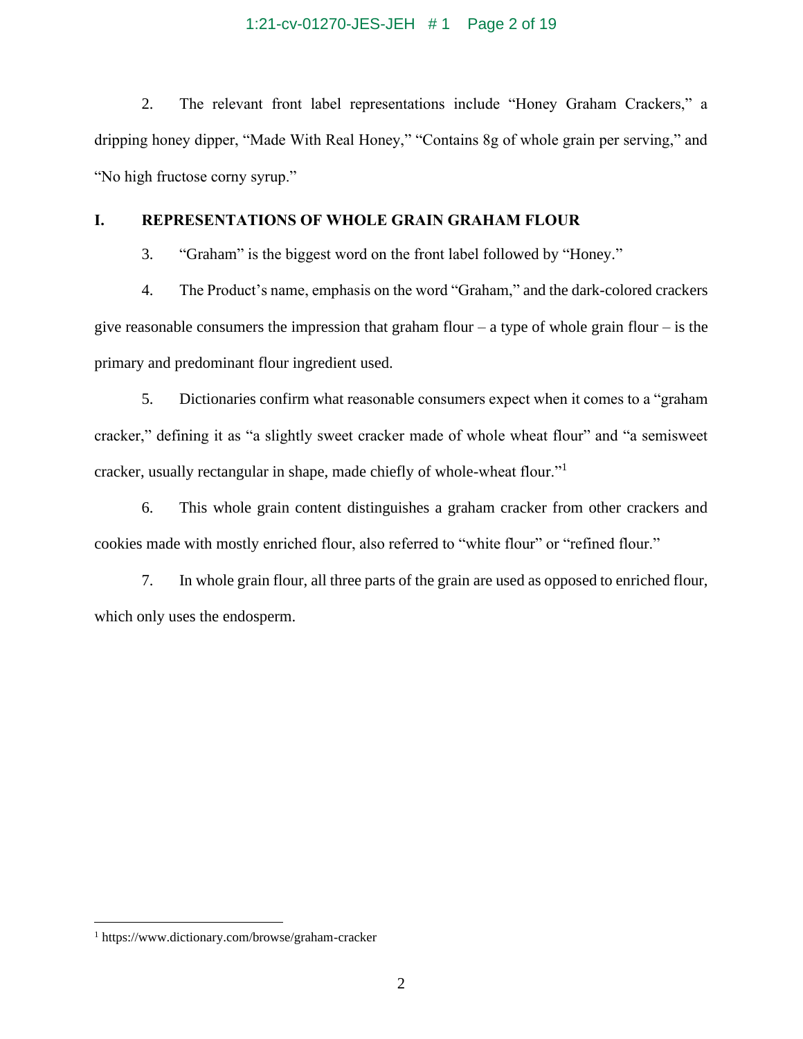2. The relevant front label representations include "Honey Graham Crackers," a dripping honey dipper, "Made With Real Honey," "Contains 8g of whole grain per serving," and "No high fructose corny syrup."

## I. REPRESENTATIONS OF WHOLE GRAIN GRAHAM FLOUR

3. "Graham" is the biggest word on the front label followed by "Honey."

4. The Product's name, emphasis on the word "Graham," and the dark-colored crackers give reasonable consumers the impression that graham flour – a type of whole grain flour – is the primary and predominant flour ingredient used.

5. Dictionaries confirm what reasonable consumers expect when it comes to a "graham cracker," defining it as "a slightly sweet cracker made of whole wheat flour" and "a semisweet cracker, usually rectangular in shape, made chiefly of whole-wheat flour."[1]

6. This whole grain content distinguishes a graham cracker from other crackers and cookies made with mostly enriched flour, also referred to "white flour" or "refined flour."

7. In whole grain flour, all three parts of the grain are used as opposed to enriched flour, which only uses the endosperm.

---

[1] https://www.dictionary.com/browse/graham-cracker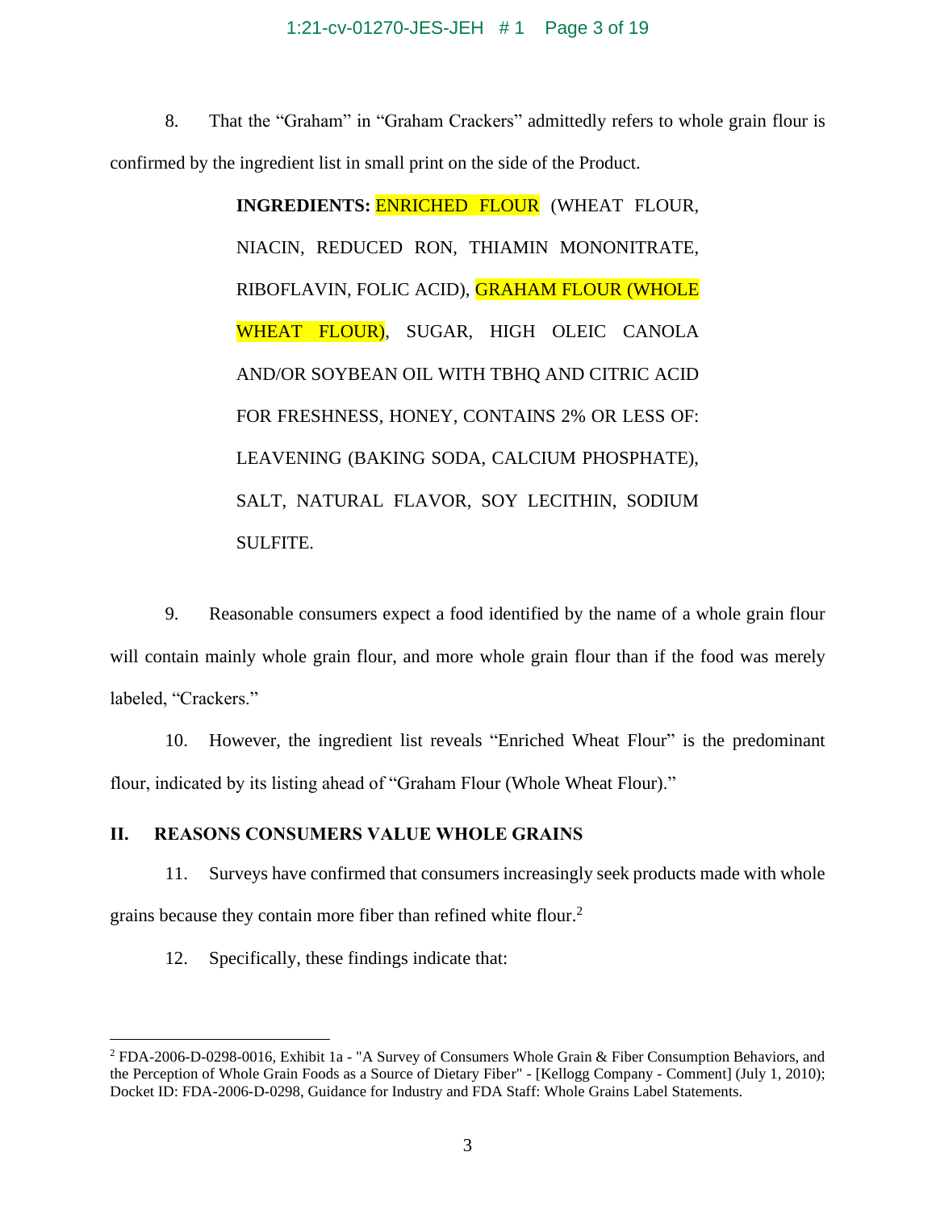8. That the "Graham" in "Graham Crackers" admittedly refers to whole grain flour is confirmed by the ingredient list in small print on the side of the Product.

> **INGREDIENTS:** ENRICHED FLOUR (WHEAT FLOUR, NIACIN, REDUCED RON, THIAMIN MONONITRATE, RIBOFLAVIN, FOLIC ACID), GRAHAM FLOUR (WHOLE WHEAT FLOUR), SUGAR, HIGH OLEIC CANOLA AND/OR SOYBEAN OIL WITH TBHQ AND CITRIC ACID FOR FRESHNESS, HONEY, CONTAINS 2% OR LESS OF: LEAVENING (BAKING SODA, CALCIUM PHOSPHATE), SALT, NATURAL FLAVOR, SOY LECITHIN, SODIUM SULFITE.

9. Reasonable consumers expect a food identified by the name of a whole grain flour will contain mainly whole grain flour, and more whole grain flour than if the food was merely labeled, "Crackers."

10. However, the ingredient list reveals "Enriched Wheat Flour" is the predominant flour, indicated by its listing ahead of "Graham Flour (Whole Wheat Flour)."

## II. REASONS CONSUMERS VALUE WHOLE GRAINS

11. Surveys have confirmed that consumers increasingly seek products made with whole grains because they contain more fiber than refined white flour.[2]

12. Specifically, these findings indicate that:

---

[2] FDA-2006-D-0298-0016, Exhibit 1a - "A Survey of Consumers Whole Grain & Fiber Consumption Behaviors, and the Perception of Whole Grain Foods as a Source of Dietary Fiber" - [Kellogg Company - Comment] (July 1, 2010); Docket ID: FDA-2006-D-0298, Guidance for Industry and FDA Staff: Whole Grains Label Statements.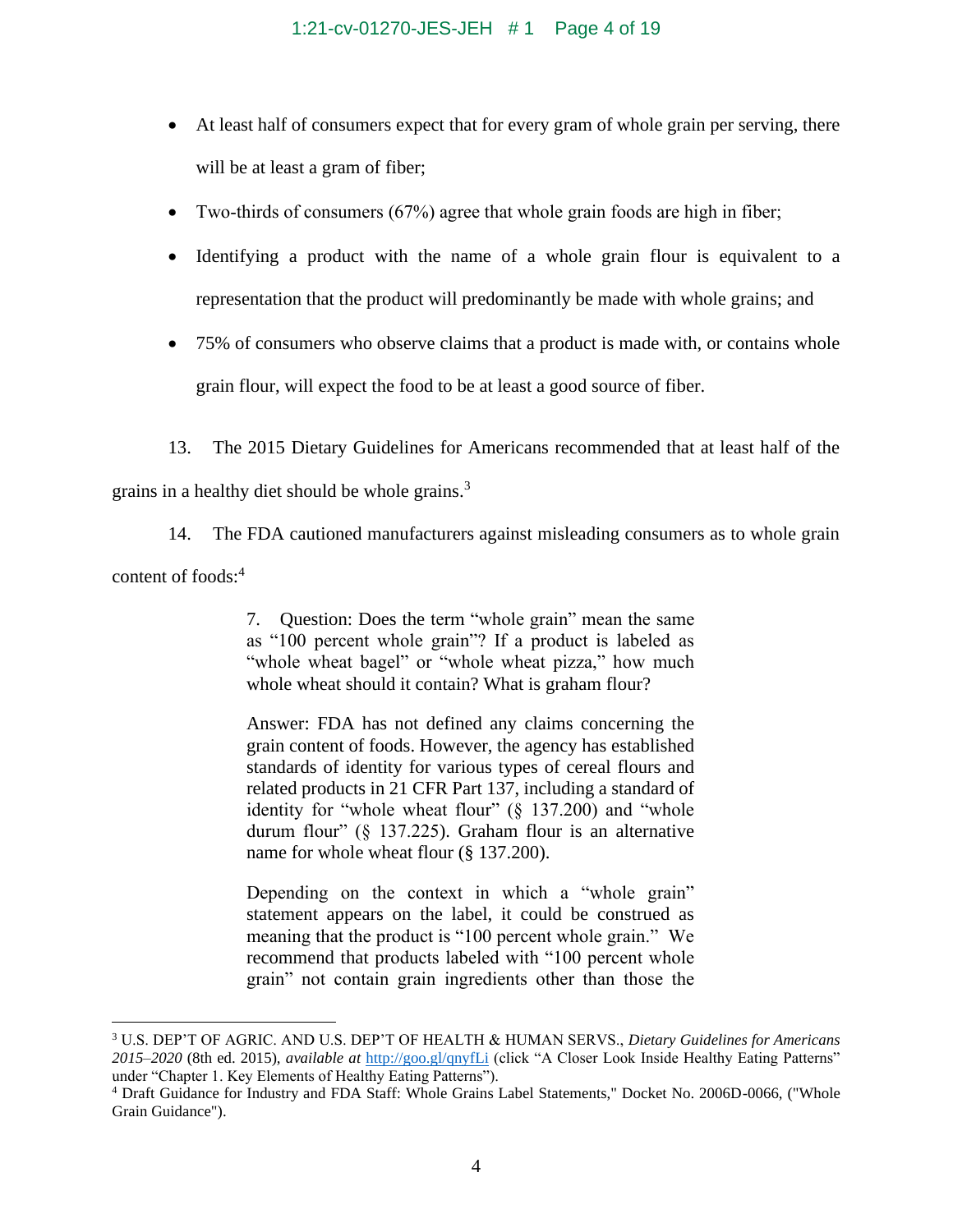- At least half of consumers expect that for every gram of whole grain per serving, there will be at least a gram of fiber;
- Two-thirds of consumers (67%) agree that whole grain foods are high in fiber;
- Identifying a product with the name of a whole grain flour is equivalent to a representation that the product will predominantly be made with whole grains; and
- 75% of consumers who observe claims that a product is made with, or contains whole grain flour, will expect the food to be at least a good source of fiber.

13. The 2015 Dietary Guidelines for Americans recommended that at least half of the grains in a healthy diet should be whole grains.[3]

14. The FDA cautioned manufacturers against misleading consumers as to whole grain content of foods:[4]

> 7. Question: Does the term "whole grain" mean the same as "100 percent whole grain"? If a product is labeled as "whole wheat bagel" or "whole wheat pizza," how much whole wheat should it contain? What is graham flour?
>
> Answer: FDA has not defined any claims concerning the grain content of foods. However, the agency has established standards of identity for various types of cereal flours and related products in 21 CFR Part 137, including a standard of identity for "whole wheat flour" (§ 137.200) and "whole durum flour" (§ 137.225). Graham flour is an alternative name for whole wheat flour (§ 137.200).
>
> Depending on the context in which a "whole grain" statement appears on the label, it could be construed as meaning that the product is "100 percent whole grain." We recommend that products labeled with "100 percent whole grain" not contain grain ingredients other than those the

---

[3] U.S. DEP'T OF AGRIC. AND U.S. DEP'T OF HEALTH & HUMAN SERVS., *Dietary Guidelines for Americans 2015–2020* (8th ed. 2015), *available at* http://goo.gl/qnyfLi (click "A Closer Look Inside Healthy Eating Patterns" under "Chapter 1. Key Elements of Healthy Eating Patterns").

[4] Draft Guidance for Industry and FDA Staff: Whole Grains Label Statements," Docket No. 2006D-0066, ("Whole Grain Guidance").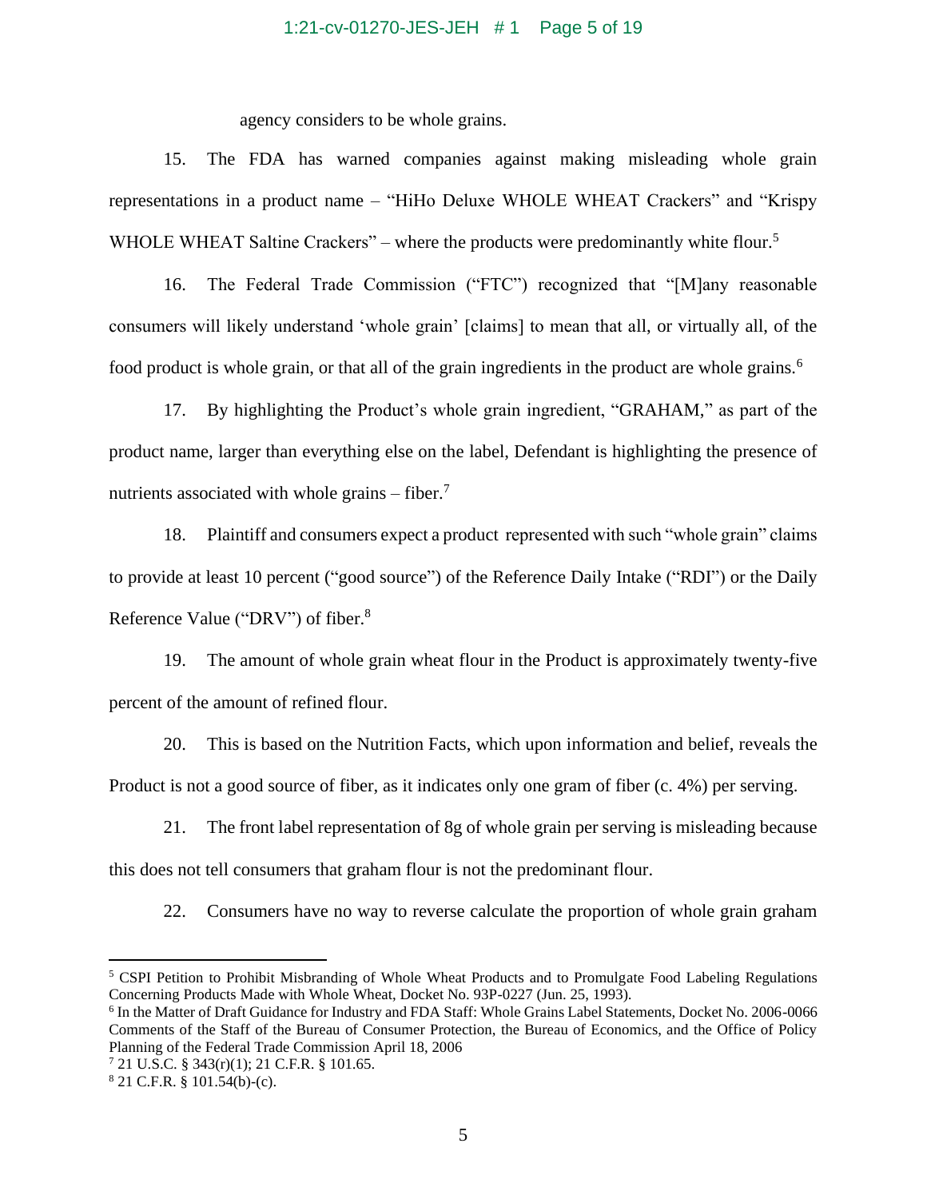agency considers to be whole grains.

15. The FDA has warned companies against making misleading whole grain representations in a product name – "HiHo Deluxe WHOLE WHEAT Crackers" and "Krispy WHOLE WHEAT Saltine Crackers" – where the products were predominantly white flour.[5]

16. The Federal Trade Commission ("FTC") recognized that "[M]any reasonable consumers will likely understand 'whole grain' [claims] to mean that all, or virtually all, of the food product is whole grain, or that all of the grain ingredients in the product are whole grains.[6]

17. By highlighting the Product's whole grain ingredient, "GRAHAM," as part of the product name, larger than everything else on the label, Defendant is highlighting the presence of nutrients associated with whole grains – fiber.[7]

18. Plaintiff and consumers expect a product represented with such "whole grain" claims to provide at least 10 percent ("good source") of the Reference Daily Intake ("RDI") or the Daily Reference Value ("DRV") of fiber.[8]

19. The amount of whole grain wheat flour in the Product is approximately twenty-five percent of the amount of refined flour.

20. This is based on the Nutrition Facts, which upon information and belief, reveals the Product is not a good source of fiber, as it indicates only one gram of fiber (c. 4%) per serving.

21. The front label representation of 8g of whole grain per serving is misleading because this does not tell consumers that graham flour is not the predominant flour.

22. Consumers have no way to reverse calculate the proportion of whole grain graham

---

[5] CSPI Petition to Prohibit Misbranding of Whole Wheat Products and to Promulgate Food Labeling Regulations Concerning Products Made with Whole Wheat, Docket No. 93P-0227 (Jun. 25, 1993).

[6] In the Matter of Draft Guidance for Industry and FDA Staff: Whole Grains Label Statements, Docket No. 2006-0066 Comments of the Staff of the Bureau of Consumer Protection, the Bureau of Economics, and the Office of Policy Planning of the Federal Trade Commission April 18, 2006

[7] 21 U.S.C. § 343(r)(1); 21 C.F.R. § 101.65.

[8] 21 C.F.R. § 101.54(b)-(c).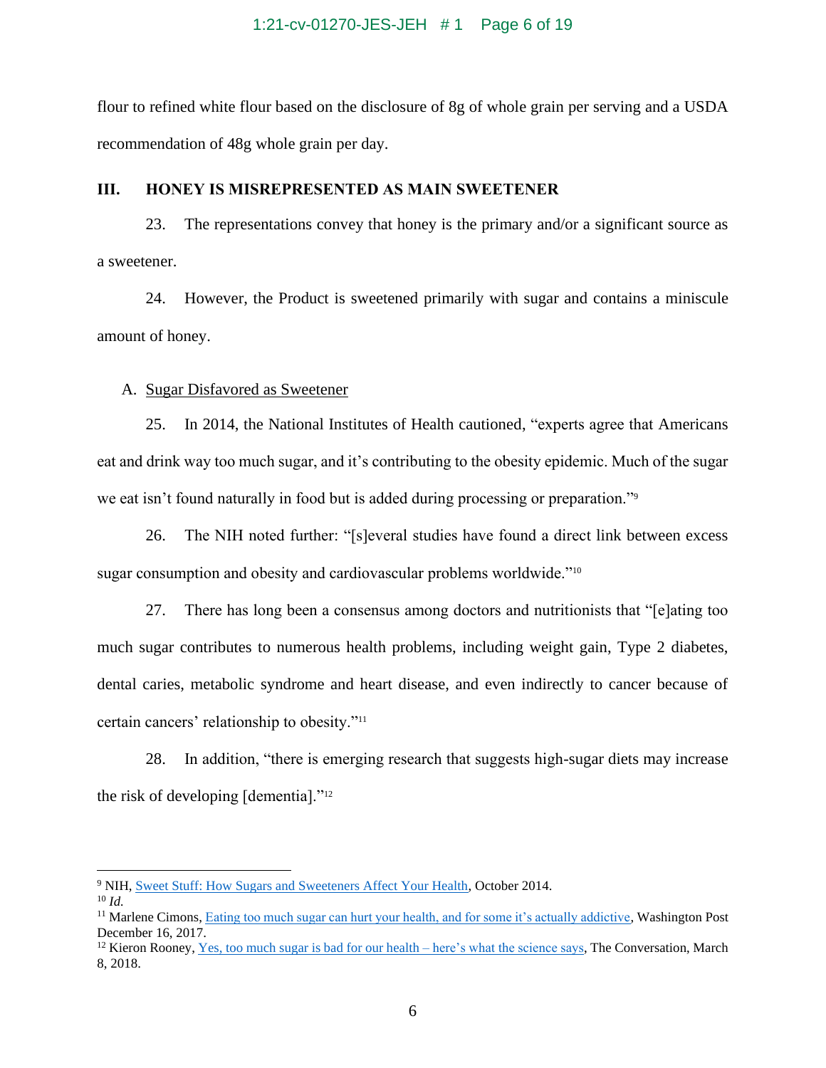flour to refined white flour based on the disclosure of 8g of whole grain per serving and a USDA recommendation of 48g whole grain per day.

## III. HONEY IS MISREPRESENTED AS MAIN SWEETENER

23. The representations convey that honey is the primary and/or a significant source as a sweetener.

24. However, the Product is sweetened primarily with sugar and contains a miniscule amount of honey.

### A. Sugar Disfavored as Sweetener

25. In 2014, the National Institutes of Health cautioned, "experts agree that Americans eat and drink way too much sugar, and it's contributing to the obesity epidemic. Much of the sugar we eat isn't found naturally in food but is added during processing or preparation."[9]

26. The NIH noted further: "[s]everal studies have found a direct link between excess sugar consumption and obesity and cardiovascular problems worldwide."[10]

27. There has long been a consensus among doctors and nutritionists that "[e]ating too much sugar contributes to numerous health problems, including weight gain, Type 2 diabetes, dental caries, metabolic syndrome and heart disease, and even indirectly to cancer because of certain cancers' relationship to obesity."[11]

28. In addition, "there is emerging research that suggests high-sugar diets may increase the risk of developing [dementia]."[12]

---

[9] NIH, Sweet Stuff: How Sugars and Sweeteners Affect Your Health, October 2014.

[10] *Id.*

[11] Marlene Cimons, Eating too much sugar can hurt your health, and for some it's actually addictive, Washington Post December 16, 2017.

[12] Kieron Rooney, Yes, too much sugar is bad for our health – here's what the science says, The Conversation, March 8, 2018.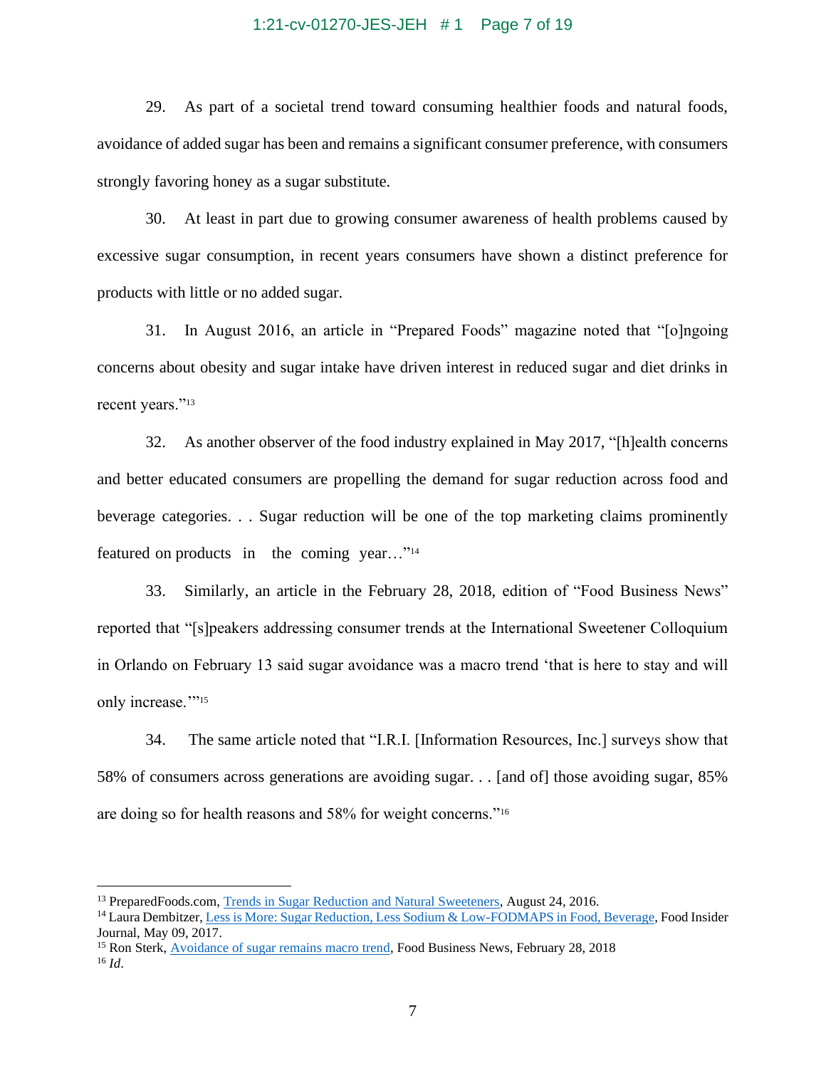29. As part of a societal trend toward consuming healthier foods and natural foods, avoidance of added sugar has been and remains a significant consumer preference, with consumers strongly favoring honey as a sugar substitute.

30. At least in part due to growing consumer awareness of health problems caused by excessive sugar consumption, in recent years consumers have shown a distinct preference for products with little or no added sugar.

31. In August 2016, an article in "Prepared Foods" magazine noted that "[o]ngoing concerns about obesity and sugar intake have driven interest in reduced sugar and diet drinks in recent years."[13]

32. As another observer of the food industry explained in May 2017, "[h]ealth concerns and better educated consumers are propelling the demand for sugar reduction across food and beverage categories. . . Sugar reduction will be one of the top marketing claims prominently featured on products in the coming year…"[14]

33. Similarly, an article in the February 28, 2018, edition of "Food Business News" reported that "[s]peakers addressing consumer trends at the International Sweetener Colloquium in Orlando on February 13 said sugar avoidance was a macro trend 'that is here to stay and will only increase.'"[15]

34. The same article noted that "I.R.I. [Information Resources, Inc.] surveys show that 58% of consumers across generations are avoiding sugar. . . [and of] those avoiding sugar, 85% are doing so for health reasons and 58% for weight concerns."[16]

---

[13] PreparedFoods.com, Trends in Sugar Reduction and Natural Sweeteners, August 24, 2016.

[14] Laura Dembitzer, Less is More: Sugar Reduction, Less Sodium & Low-FODMAPS in Food, Beverage, Food Insider Journal, May 09, 2017.

[15] Ron Sterk, Avoidance of sugar remains macro trend, Food Business News, February 28, 2018

[16] *Id*.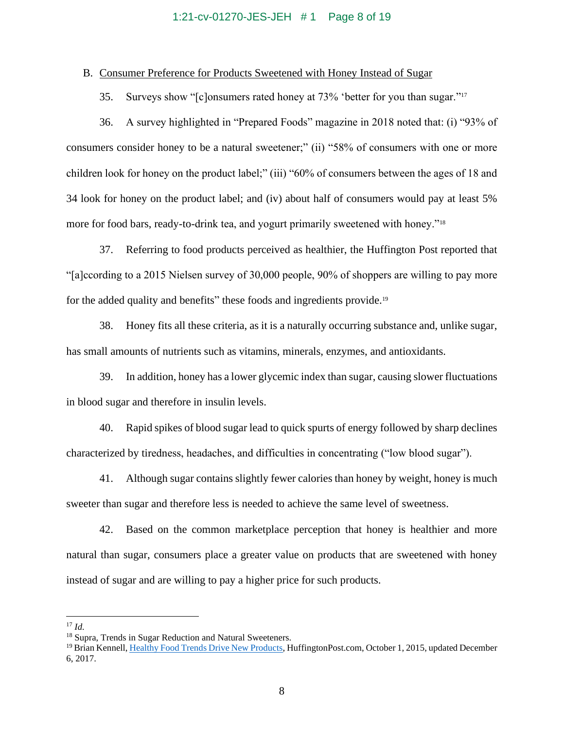B. Consumer Preference for Products Sweetened with Honey Instead of Sugar

35. Surveys show "[c]onsumers rated honey at 73% 'better for you than sugar."[17]

36. A survey highlighted in "Prepared Foods" magazine in 2018 noted that: (i) "93% of consumers consider honey to be a natural sweetener;" (ii) "58% of consumers with one or more children look for honey on the product label;" (iii) "60% of consumers between the ages of 18 and 34 look for honey on the product label; and (iv) about half of consumers would pay at least 5% more for food bars, ready-to-drink tea, and yogurt primarily sweetened with honey."[18]

37. Referring to food products perceived as healthier, the Huffington Post reported that "[a]ccording to a 2015 Nielsen survey of 30,000 people, 90% of shoppers are willing to pay more for the added quality and benefits" these foods and ingredients provide.[19]

38. Honey fits all these criteria, as it is a naturally occurring substance and, unlike sugar, has small amounts of nutrients such as vitamins, minerals, enzymes, and antioxidants.

39. In addition, honey has a lower glycemic index than sugar, causing slower fluctuations in blood sugar and therefore in insulin levels.

40. Rapid spikes of blood sugar lead to quick spurts of energy followed by sharp declines characterized by tiredness, headaches, and difficulties in concentrating ("low blood sugar").

41. Although sugar contains slightly fewer calories than honey by weight, honey is much sweeter than sugar and therefore less is needed to achieve the same level of sweetness.

42. Based on the common marketplace perception that honey is healthier and more natural than sugar, consumers place a greater value on products that are sweetened with honey instead of sugar and are willing to pay a higher price for such products.

---

[17] *Id.*

[18] Supra, Trends in Sugar Reduction and Natural Sweeteners.

[19] Brian Kennell, Healthy Food Trends Drive New Products, HuffingtonPost.com, October 1, 2015, updated December 6, 2017.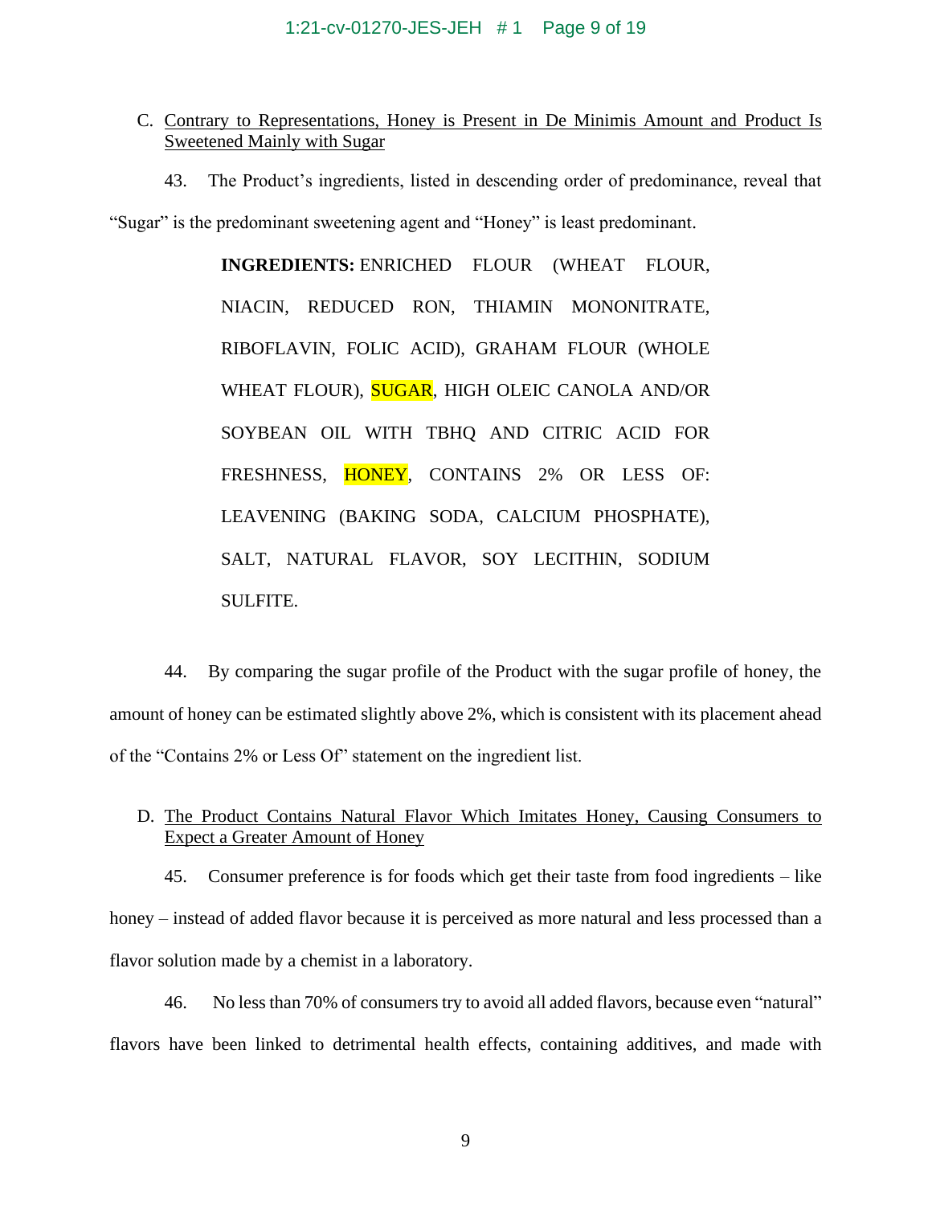C. <u>Contrary to Representations, Honey is Present in De Minimis Amount and Product Is Sweetened Mainly with Sugar</u>

43. The Product's ingredients, listed in descending order of predominance, reveal that "Sugar" is the predominant sweetening agent and "Honey" is least predominant.

> **INGREDIENTS:** ENRICHED FLOUR (WHEAT FLOUR, NIACIN, REDUCED RON, THIAMIN MONONITRATE, RIBOFLAVIN, FOLIC ACID), GRAHAM FLOUR (WHOLE WHEAT FLOUR), SUGAR, HIGH OLEIC CANOLA AND/OR SOYBEAN OIL WITH TBHQ AND CITRIC ACID FOR FRESHNESS, HONEY, CONTAINS 2% OR LESS OF: LEAVENING (BAKING SODA, CALCIUM PHOSPHATE), SALT, NATURAL FLAVOR, SOY LECITHIN, SODIUM SULFITE.

44. By comparing the sugar profile of the Product with the sugar profile of honey, the amount of honey can be estimated slightly above 2%, which is consistent with its placement ahead of the "Contains 2% or Less Of" statement on the ingredient list.

D. <u>The Product Contains Natural Flavor Which Imitates Honey, Causing Consumers to Expect a Greater Amount of Honey</u>

45. Consumer preference is for foods which get their taste from food ingredients – like honey – instead of added flavor because it is perceived as more natural and less processed than a flavor solution made by a chemist in a laboratory.

46. No less than 70% of consumers try to avoid all added flavors, because even "natural" flavors have been linked to detrimental health effects, containing additives, and made with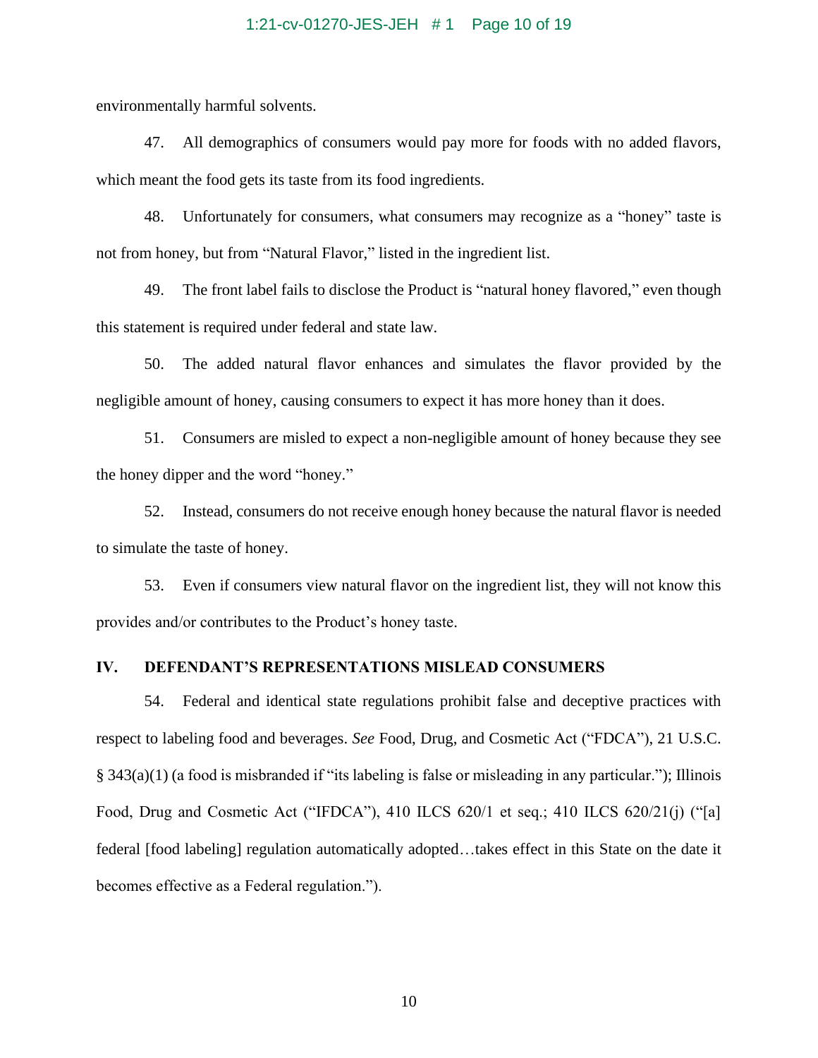environmentally harmful solvents.

47. All demographics of consumers would pay more for foods with no added flavors, which meant the food gets its taste from its food ingredients.

48. Unfortunately for consumers, what consumers may recognize as a "honey" taste is not from honey, but from "Natural Flavor," listed in the ingredient list.

49. The front label fails to disclose the Product is "natural honey flavored," even though this statement is required under federal and state law.

50. The added natural flavor enhances and simulates the flavor provided by the negligible amount of honey, causing consumers to expect it has more honey than it does.

51. Consumers are misled to expect a non-negligible amount of honey because they see the honey dipper and the word "honey."

52. Instead, consumers do not receive enough honey because the natural flavor is needed to simulate the taste of honey.

53. Even if consumers view natural flavor on the ingredient list, they will not know this provides and/or contributes to the Product's honey taste.

## IV. DEFENDANT'S REPRESENTATIONS MISLEAD CONSUMERS

54. Federal and identical state regulations prohibit false and deceptive practices with respect to labeling food and beverages. *See* Food, Drug, and Cosmetic Act ("FDCA"), 21 U.S.C. § 343(a)(1) (a food is misbranded if "its labeling is false or misleading in any particular."); Illinois Food, Drug and Cosmetic Act ("IFDCA"), 410 ILCS 620/1 et seq.; 410 ILCS 620/21(j) ("[a] federal [food labeling] regulation automatically adopted…takes effect in this State on the date it becomes effective as a Federal regulation.").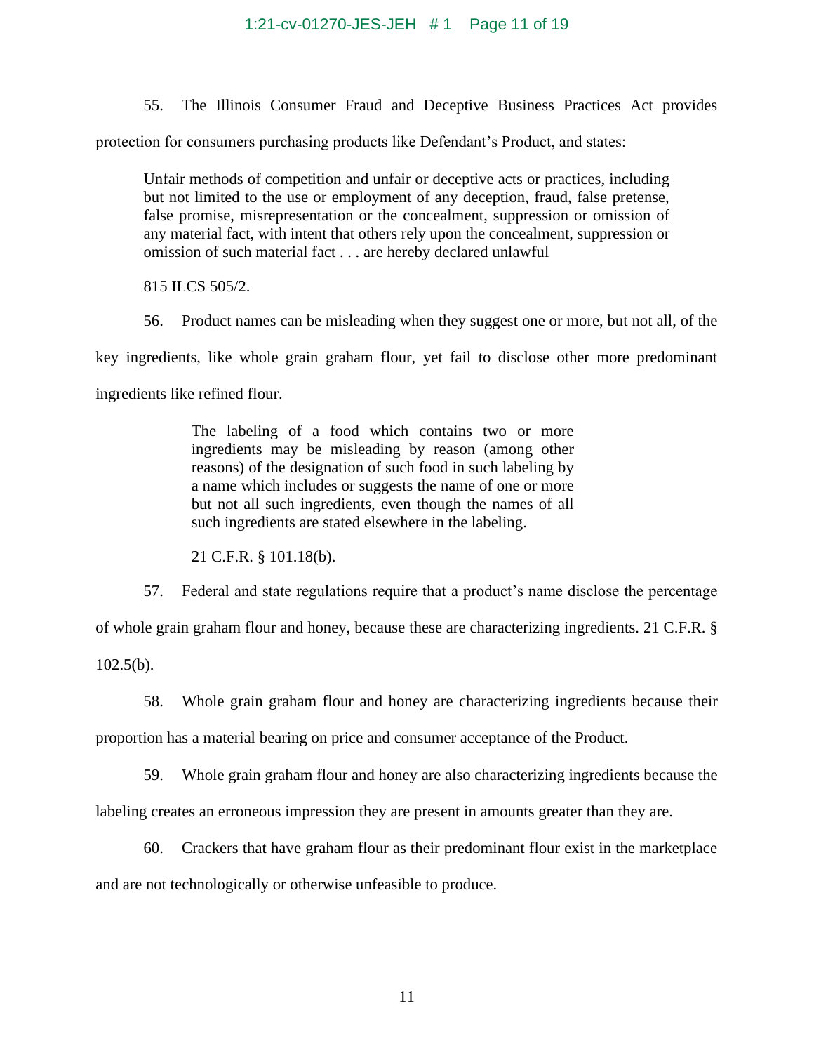55. The Illinois Consumer Fraud and Deceptive Business Practices Act provides protection for consumers purchasing products like Defendant's Product, and states:

> Unfair methods of competition and unfair or deceptive acts or practices, including but not limited to the use or employment of any deception, fraud, false pretense, false promise, misrepresentation or the concealment, suppression or omission of any material fact, with intent that others rely upon the concealment, suppression or omission of such material fact . . . are hereby declared unlawful
>
> 815 ILCS 505/2.

56. Product names can be misleading when they suggest one or more, but not all, of the key ingredients, like whole grain graham flour, yet fail to disclose other more predominant ingredients like refined flour.

> The labeling of a food which contains two or more ingredients may be misleading by reason (among other reasons) of the designation of such food in such labeling by a name which includes or suggests the name of one or more but not all such ingredients, even though the names of all such ingredients are stated elsewhere in the labeling.
>
> 21 C.F.R. § 101.18(b).

57. Federal and state regulations require that a product's name disclose the percentage of whole grain graham flour and honey, because these are characterizing ingredients. 21 C.F.R. § 102.5(b).

58. Whole grain graham flour and honey are characterizing ingredients because their proportion has a material bearing on price and consumer acceptance of the Product.

59. Whole grain graham flour and honey are also characterizing ingredients because the labeling creates an erroneous impression they are present in amounts greater than they are.

60. Crackers that have graham flour as their predominant flour exist in the marketplace and are not technologically or otherwise unfeasible to produce.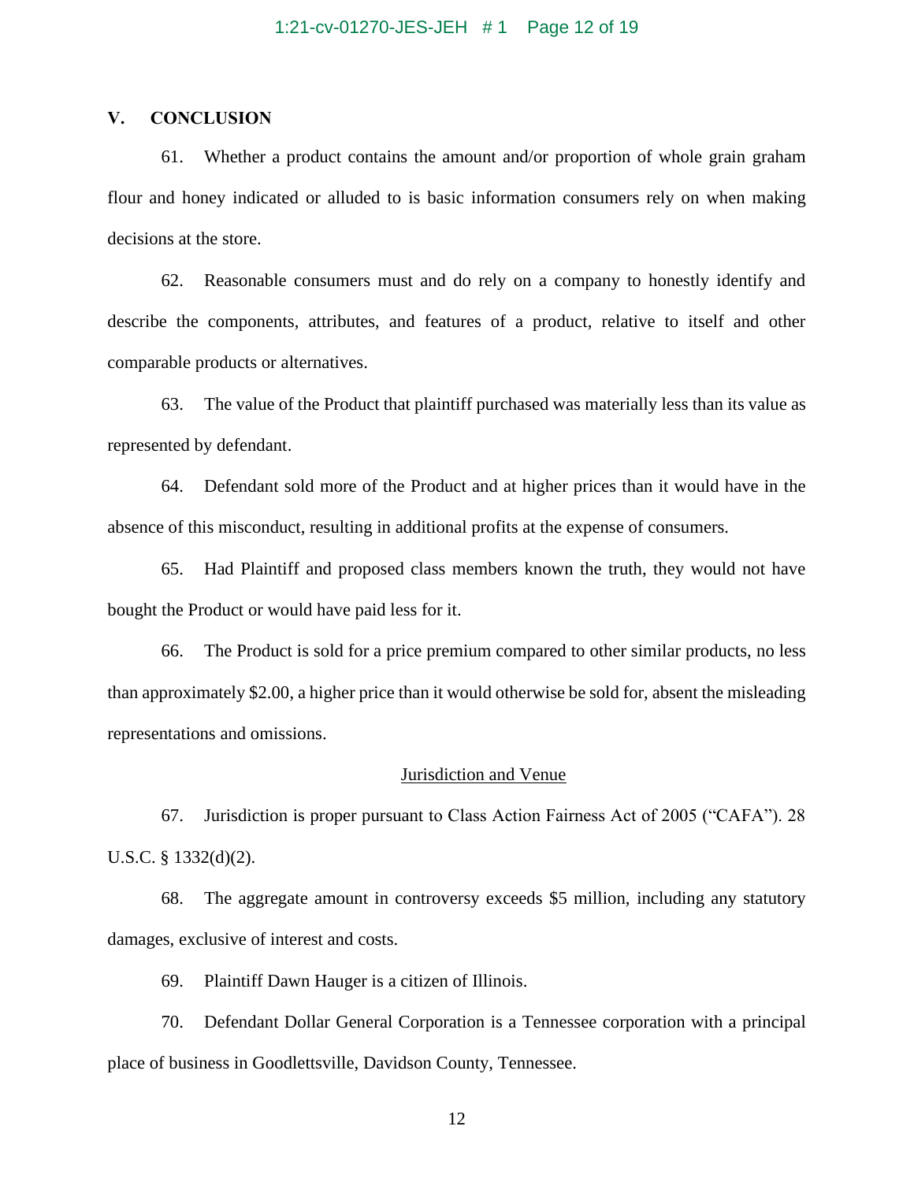## V. CONCLUSION

61. Whether a product contains the amount and/or proportion of whole grain graham flour and honey indicated or alluded to is basic information consumers rely on when making decisions at the store.

62. Reasonable consumers must and do rely on a company to honestly identify and describe the components, attributes, and features of a product, relative to itself and other comparable products or alternatives.

63. The value of the Product that plaintiff purchased was materially less than its value as represented by defendant.

64. Defendant sold more of the Product and at higher prices than it would have in the absence of this misconduct, resulting in additional profits at the expense of consumers.

65. Had Plaintiff and proposed class members known the truth, they would not have bought the Product or would have paid less for it.

66. The Product is sold for a price premium compared to other similar products, no less than approximately $2.00, a higher price than it would otherwise be sold for, absent the misleading representations and omissions.

<u>Jurisdiction and Venue</u>

67. Jurisdiction is proper pursuant to Class Action Fairness Act of 2005 ("CAFA"). 28 U.S.C. § 1332(d)(2).

68. The aggregate amount in controversy exceeds $5 million, including any statutory damages, exclusive of interest and costs.

69. Plaintiff Dawn Hauger is a citizen of Illinois.

70. Defendant Dollar General Corporation is a Tennessee corporation with a principal place of business in Goodlettsville, Davidson County, Tennessee.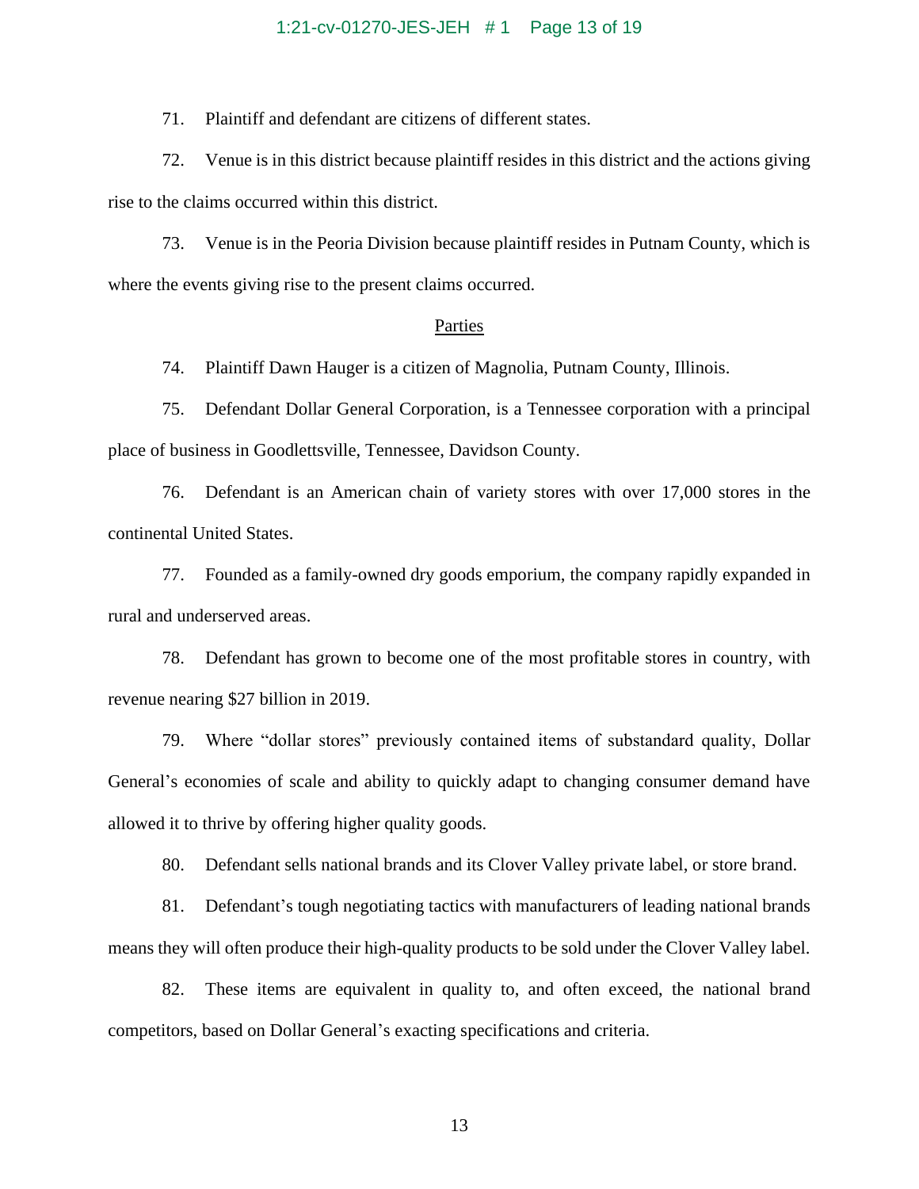71. Plaintiff and defendant are citizens of different states.

72. Venue is in this district because plaintiff resides in this district and the actions giving rise to the claims occurred within this district.

73. Venue is in the Peoria Division because plaintiff resides in Putnam County, which is where the events giving rise to the present claims occurred.

<u>Parties</u>

74. Plaintiff Dawn Hauger is a citizen of Magnolia, Putnam County, Illinois.

75. Defendant Dollar General Corporation, is a Tennessee corporation with a principal place of business in Goodlettsville, Tennessee, Davidson County.

76. Defendant is an American chain of variety stores with over 17,000 stores in the continental United States.

77. Founded as a family-owned dry goods emporium, the company rapidly expanded in rural and underserved areas.

78. Defendant has grown to become one of the most profitable stores in country, with revenue nearing $27 billion in 2019.

79. Where "dollar stores" previously contained items of substandard quality, Dollar General's economies of scale and ability to quickly adapt to changing consumer demand have allowed it to thrive by offering higher quality goods.

80. Defendant sells national brands and its Clover Valley private label, or store brand.

81. Defendant's tough negotiating tactics with manufacturers of leading national brands means they will often produce their high-quality products to be sold under the Clover Valley label.

82. These items are equivalent in quality to, and often exceed, the national brand competitors, based on Dollar General's exacting specifications and criteria.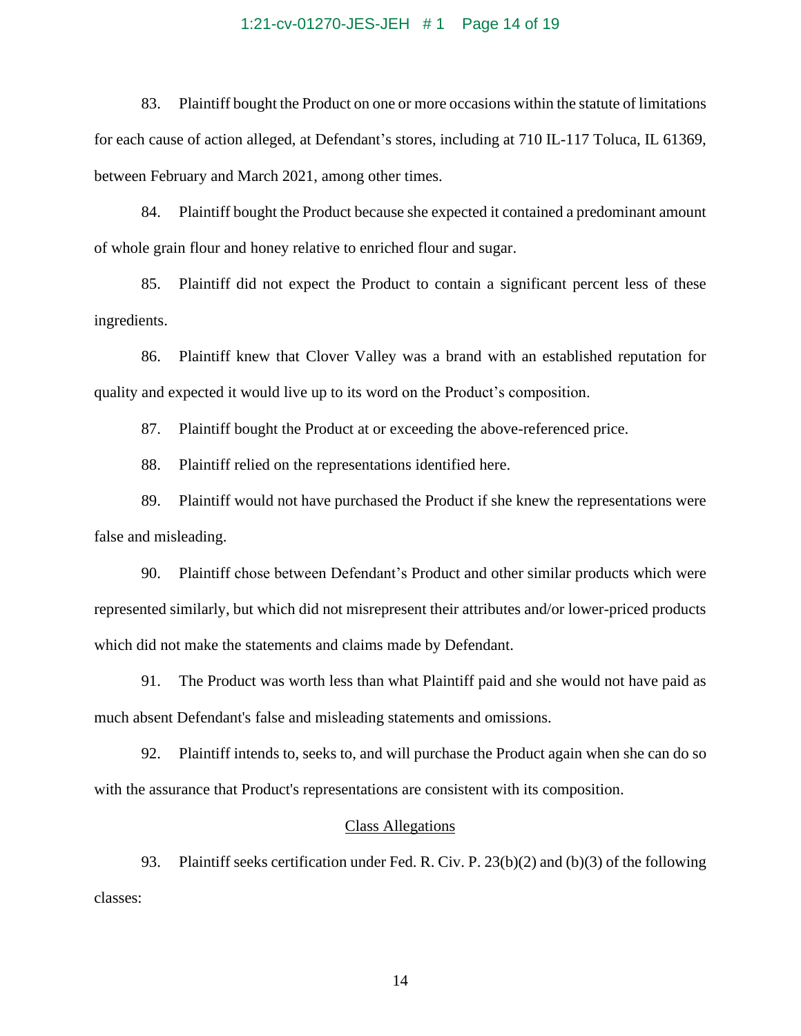83. Plaintiff bought the Product on one or more occasions within the statute of limitations for each cause of action alleged, at Defendant's stores, including at 710 IL-117 Toluca, IL 61369, between February and March 2021, among other times.

84. Plaintiff bought the Product because she expected it contained a predominant amount of whole grain flour and honey relative to enriched flour and sugar.

85. Plaintiff did not expect the Product to contain a significant percent less of these ingredients.

86. Plaintiff knew that Clover Valley was a brand with an established reputation for quality and expected it would live up to its word on the Product's composition.

87. Plaintiff bought the Product at or exceeding the above-referenced price.

88. Plaintiff relied on the representations identified here.

89. Plaintiff would not have purchased the Product if she knew the representations were false and misleading.

90. Plaintiff chose between Defendant's Product and other similar products which were represented similarly, but which did not misrepresent their attributes and/or lower-priced products which did not make the statements and claims made by Defendant.

91. The Product was worth less than what Plaintiff paid and she would not have paid as much absent Defendant's false and misleading statements and omissions.

92. Plaintiff intends to, seeks to, and will purchase the Product again when she can do so with the assurance that Product's representations are consistent with its composition.

## Class Allegations

93. Plaintiff seeks certification under Fed. R. Civ. P. 23(b)(2) and (b)(3) of the following classes: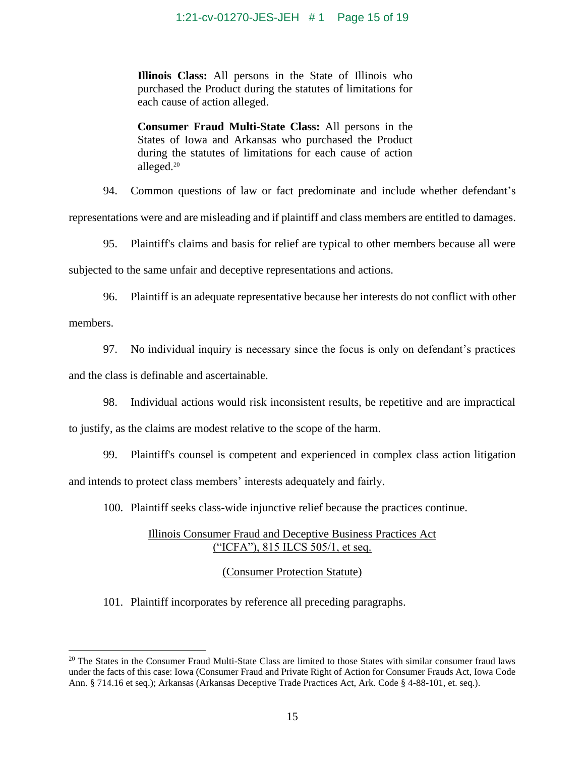> **Illinois Class:** All persons in the State of Illinois who purchased the Product during the statutes of limitations for each cause of action alleged.
>
> **Consumer Fraud Multi-State Class:** All persons in the States of Iowa and Arkansas who purchased the Product during the statutes of limitations for each cause of action alleged.[20]

94. Common questions of law or fact predominate and include whether defendant's representations were and are misleading and if plaintiff and class members are entitled to damages.

95. Plaintiff's claims and basis for relief are typical to other members because all were subjected to the same unfair and deceptive representations and actions.

96. Plaintiff is an adequate representative because her interests do not conflict with other members.

97. No individual inquiry is necessary since the focus is only on defendant's practices and the class is definable and ascertainable.

98. Individual actions would risk inconsistent results, be repetitive and are impractical to justify, as the claims are modest relative to the scope of the harm.

99. Plaintiff's counsel is competent and experienced in complex class action litigation and intends to protect class members' interests adequately and fairly.

100. Plaintiff seeks class-wide injunctive relief because the practices continue.

<u>Illinois Consumer Fraud and Deceptive Business Practices Act ("ICFA"), 815 ILCS 505/1, et seq.</u>

<u>(Consumer Protection Statute)</u>

101. Plaintiff incorporates by reference all preceding paragraphs.

---

[20] The States in the Consumer Fraud Multi-State Class are limited to those States with similar consumer fraud laws under the facts of this case: Iowa (Consumer Fraud and Private Right of Action for Consumer Frauds Act, Iowa Code Ann. § 714.16 et seq.); Arkansas (Arkansas Deceptive Trade Practices Act, Ark. Code § 4-88-101, et. seq.).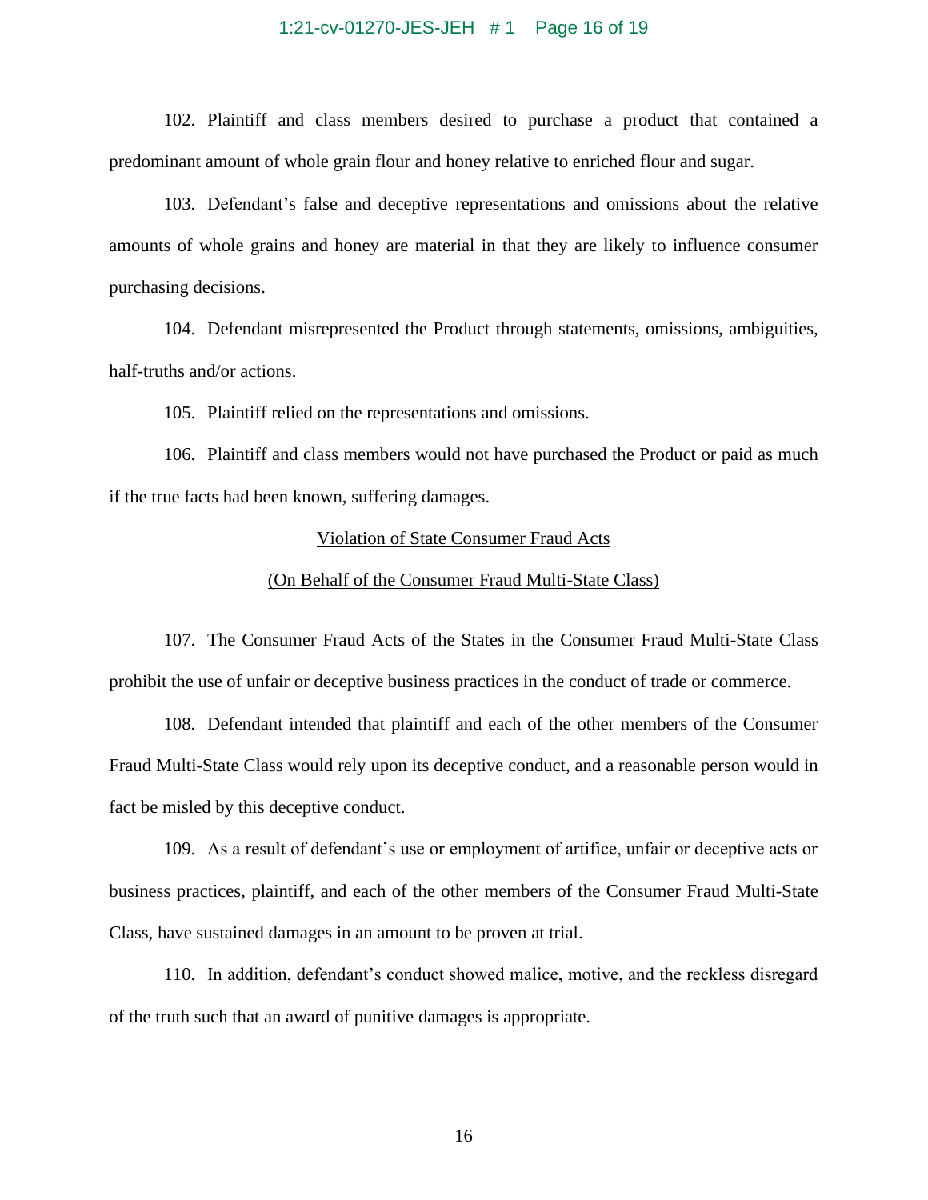102. Plaintiff and class members desired to purchase a product that contained a predominant amount of whole grain flour and honey relative to enriched flour and sugar.

103. Defendant's false and deceptive representations and omissions about the relative amounts of whole grains and honey are material in that they are likely to influence consumer purchasing decisions.

104. Defendant misrepresented the Product through statements, omissions, ambiguities, half-truths and/or actions.

105. Plaintiff relied on the representations and omissions.

106. Plaintiff and class members would not have purchased the Product or paid as much if the true facts had been known, suffering damages.

<u>Violation of State Consumer Fraud Acts</u>

<u>(On Behalf of the Consumer Fraud Multi-State Class)</u>

107. The Consumer Fraud Acts of the States in the Consumer Fraud Multi-State Class prohibit the use of unfair or deceptive business practices in the conduct of trade or commerce.

108. Defendant intended that plaintiff and each of the other members of the Consumer Fraud Multi-State Class would rely upon its deceptive conduct, and a reasonable person would in fact be misled by this deceptive conduct.

109. As a result of defendant's use or employment of artifice, unfair or deceptive acts or business practices, plaintiff, and each of the other members of the Consumer Fraud Multi-State Class, have sustained damages in an amount to be proven at trial.

110. In addition, defendant's conduct showed malice, motive, and the reckless disregard of the truth such that an award of punitive damages is appropriate.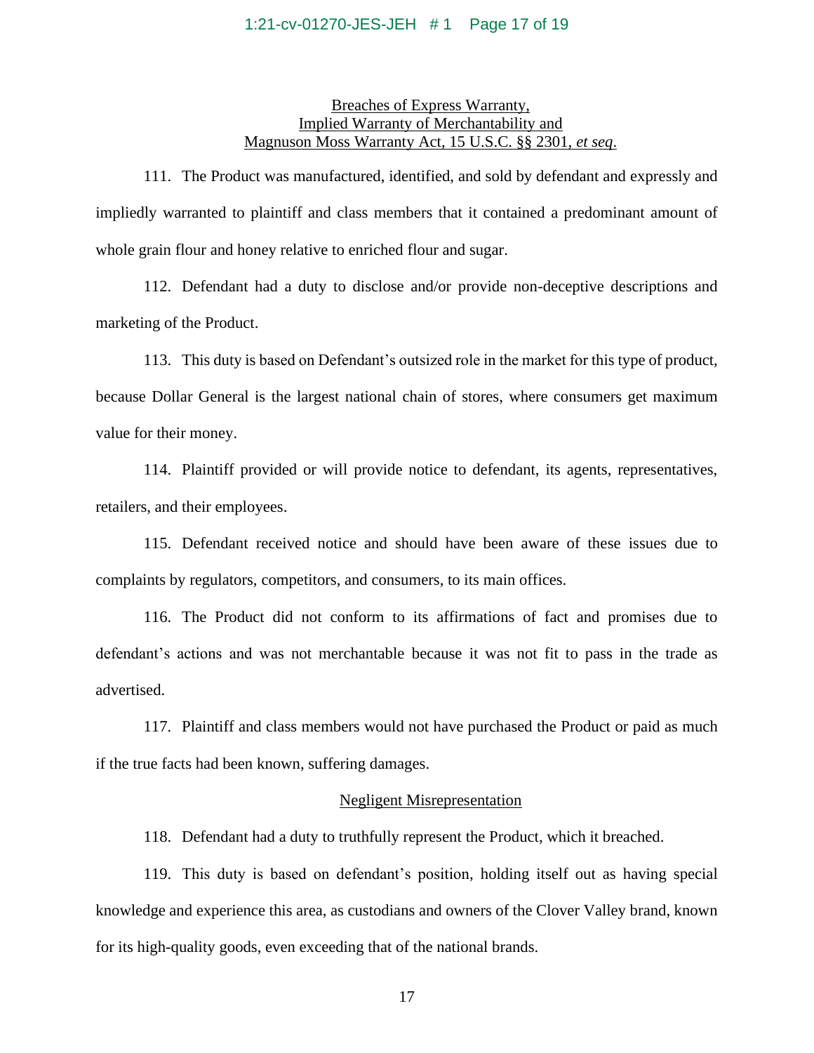Breaches of Express Warranty,
Implied Warranty of Merchantability and
Magnuson Moss Warranty Act, 15 U.S.C. §§ 2301, *et seq*.

111. The Product was manufactured, identified, and sold by defendant and expressly and impliedly warranted to plaintiff and class members that it contained a predominant amount of whole grain flour and honey relative to enriched flour and sugar.

112. Defendant had a duty to disclose and/or provide non-deceptive descriptions and marketing of the Product.

113. This duty is based on Defendant's outsized role in the market for this type of product, because Dollar General is the largest national chain of stores, where consumers get maximum value for their money.

114. Plaintiff provided or will provide notice to defendant, its agents, representatives, retailers, and their employees.

115. Defendant received notice and should have been aware of these issues due to complaints by regulators, competitors, and consumers, to its main offices.

116. The Product did not conform to its affirmations of fact and promises due to defendant's actions and was not merchantable because it was not fit to pass in the trade as advertised.

117. Plaintiff and class members would not have purchased the Product or paid as much if the true facts had been known, suffering damages.

Negligent Misrepresentation

118. Defendant had a duty to truthfully represent the Product, which it breached.

119. This duty is based on defendant's position, holding itself out as having special knowledge and experience this area, as custodians and owners of the Clover Valley brand, known for its high-quality goods, even exceeding that of the national brands.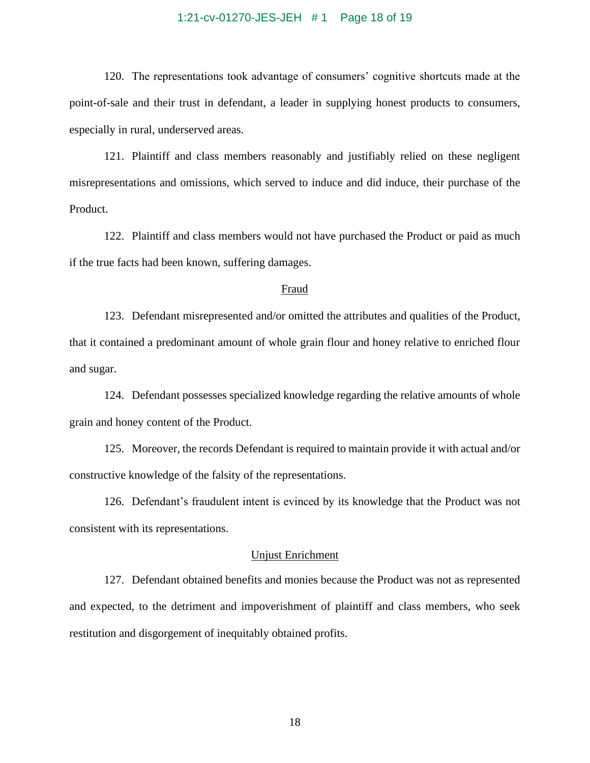120. The representations took advantage of consumers' cognitive shortcuts made at the point-of-sale and their trust in defendant, a leader in supplying honest products to consumers, especially in rural, underserved areas.

121. Plaintiff and class members reasonably and justifiably relied on these negligent misrepresentations and omissions, which served to induce and did induce, their purchase of the Product.

122. Plaintiff and class members would not have purchased the Product or paid as much if the true facts had been known, suffering damages.

<u>Fraud</u>

123. Defendant misrepresented and/or omitted the attributes and qualities of the Product, that it contained a predominant amount of whole grain flour and honey relative to enriched flour and sugar.

124. Defendant possesses specialized knowledge regarding the relative amounts of whole grain and honey content of the Product.

125. Moreover, the records Defendant is required to maintain provide it with actual and/or constructive knowledge of the falsity of the representations.

126. Defendant's fraudulent intent is evinced by its knowledge that the Product was not consistent with its representations.

<u>Unjust Enrichment</u>

127. Defendant obtained benefits and monies because the Product was not as represented and expected, to the detriment and impoverishment of plaintiff and class members, who seek restitution and disgorgement of inequitably obtained profits.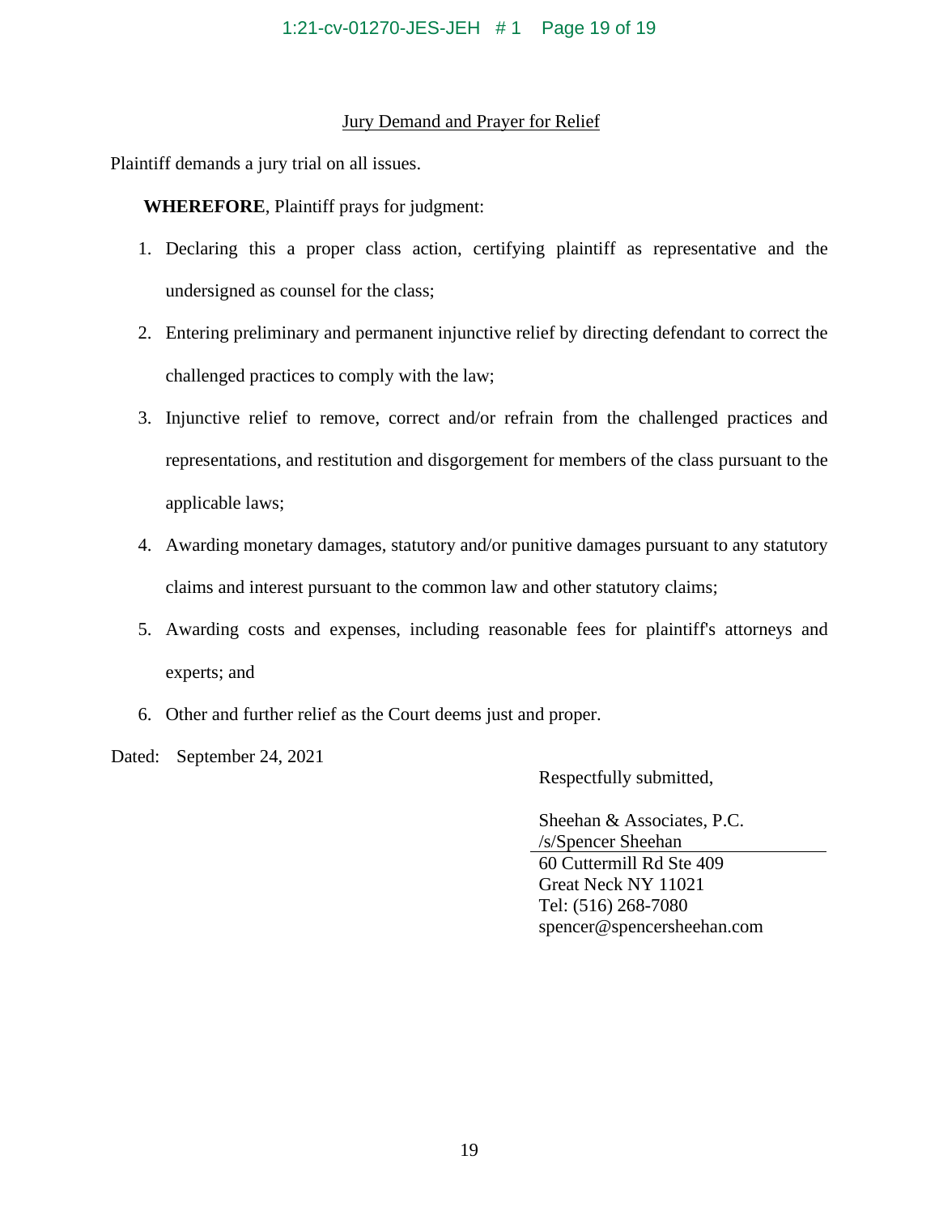## Jury Demand and Prayer for Relief

Plaintiff demands a jury trial on all issues.

**WHEREFORE**, Plaintiff prays for judgment:

1. Declaring this a proper class action, certifying plaintiff as representative and the undersigned as counsel for the class;
2. Entering preliminary and permanent injunctive relief by directing defendant to correct the challenged practices to comply with the law;
3. Injunctive relief to remove, correct and/or refrain from the challenged practices and representations, and restitution and disgorgement for members of the class pursuant to the applicable laws;
4. Awarding monetary damages, statutory and/or punitive damages pursuant to any statutory claims and interest pursuant to the common law and other statutory claims;
5. Awarding costs and expenses, including reasonable fees for plaintiff's attorneys and experts; and
6. Other and further relief as the Court deems just and proper.

Dated: September 24, 2021

Respectfully submitted,

Sheehan & Associates, P.C.
/s/Spencer Sheehan
60 Cuttermill Rd Ste 409
Great Neck NY 11021
Tel: (516) 268-7080
spencer@spencersheehan.com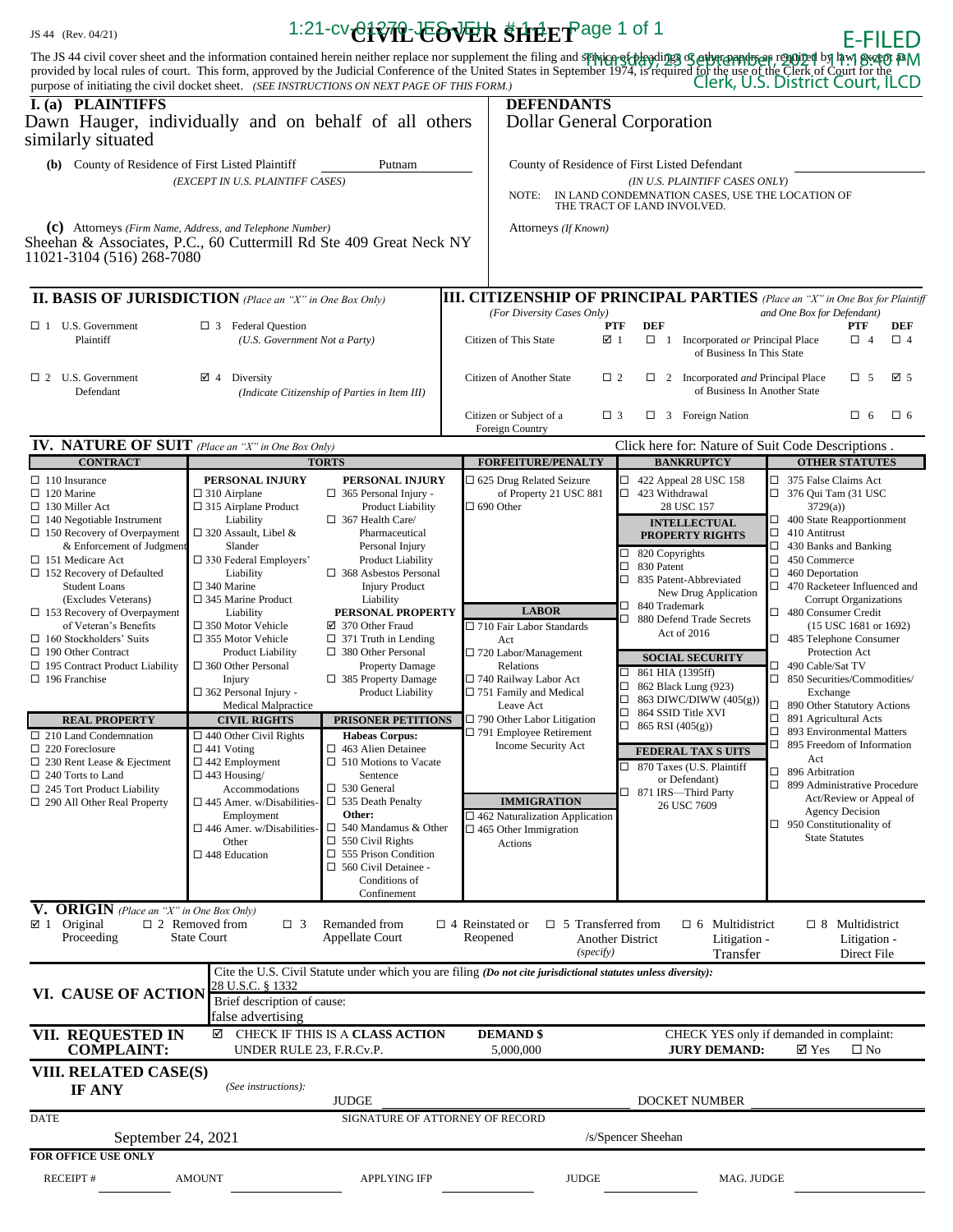1:21-cv-01279-JES-JEH # 1-1 Page 1 of 1

E-FILED
Thursday, 23 September, 2021 11:18:40 PM
Clerk, U.S. District Court, ILCD

JS 44 (Rev. 04/21)

# CIVIL COVER SHEET

The JS 44 civil cover sheet and the information contained herein neither replace nor supplement the filing and service of pleadings or other papers as required by law, except as provided by local rules of court. This form, approved by the Judicial Conference of the United States in September 1974, is required for the use of the Clerk of Court for the purpose of initiating the civil docket sheet. *(SEE INSTRUCTIONS ON NEXT PAGE OF THIS FORM.)*

## I. (a) PLAINTIFFS

Dawn Hauger, individually and on behalf of all others similarly situated

**(b)** County of Residence of First Listed Plaintiff: Putnam
*(EXCEPT IN U.S. PLAINTIFF CASES)*

**(c)** Attorneys *(Firm Name, Address, and Telephone Number)*
Sheehan & Associates, P.C., 60 Cuttermill Rd Ste 409 Great Neck NY 11021-3104 (516) 268-7080

## DEFENDANTS

Dollar General Corporation

County of Residence of First Listed Defendant
*(IN U.S. PLAINTIFF CASES ONLY)*
NOTE: IN LAND CONDEMNATION CASES, USE THE LOCATION OF THE TRACT OF LAND INVOLVED.

Attorneys *(If Known)*

## II. BASIS OF JURISDICTION *(Place an "X" in One Box Only)*

- ☐ 1 U.S. Government Plaintiff
- ☐ 3 Federal Question (U.S. Government Not a Party)
- ☐ 2 U.S. Government Defendant
- ☑ 4 Diversity (Indicate Citizenship of Parties in Item III)

## III. CITIZENSHIP OF PRINCIPAL PARTIES *(Place an "X" in One Box for Plaintiff and One Box for Defendant)* (For Diversity Cases Only)

| | PTF | DEF | | PTF | DEF |
|---|---|---|---|---|---|
| Citizen of This State | ☑ 1 | ☐ 1 | Incorporated *or* Principal Place of Business In This State | ☐ 4 | ☐ 4 |
| Citizen of Another State | ☐ 2 | ☐ 2 | Incorporated *and* Principal Place of Business In Another State | ☐ 5 | ☑ 5 |
| Citizen or Subject of a Foreign Country | ☐ 3 | ☐ 3 | Foreign Nation | ☐ 6 | ☐ 6 |

## IV. NATURE OF SUIT *(Place an "X" in One Box Only)*

Click here for: Nature of Suit Code Descriptions.

**CONTRACT**
- ☐ 110 Insurance
- ☐ 120 Marine
- ☐ 130 Miller Act
- ☐ 140 Negotiable Instrument
- ☐ 150 Recovery of Overpayment & Enforcement of Judgment
- ☐ 151 Medicare Act
- ☐ 152 Recovery of Defaulted Student Loans (Excludes Veterans)
- ☐ 153 Recovery of Overpayment of Veteran's Benefits
- ☐ 160 Stockholders' Suits
- ☐ 190 Other Contract
- ☐ 195 Contract Product Liability
- ☐ 196 Franchise

**REAL PROPERTY**
- ☐ 210 Land Condemnation
- ☐ 220 Foreclosure
- ☐ 230 Rent Lease & Ejectment
- ☐ 240 Torts to Land
- ☐ 245 Tort Product Liability
- ☐ 290 All Other Real Property

**TORTS**

PERSONAL INJURY
- ☐ 310 Airplane
- ☐ 315 Airplane Product Liability
- ☐ 320 Assault, Libel & Slander
- ☐ 330 Federal Employers' Liability
- ☐ 340 Marine
- ☐ 345 Marine Product Liability
- ☐ 350 Motor Vehicle
- ☐ 355 Motor Vehicle Product Liability
- ☐ 360 Other Personal Injury
- ☐ 362 Personal Injury - Medical Malpractice

PERSONAL INJURY
- ☐ 365 Personal Injury - Product Liability
- ☐ 367 Health Care/ Pharmaceutical Personal Injury Product Liability
- ☐ 368 Asbestos Personal Injury Product Liability

PERSONAL PROPERTY
- ☑ 370 Other Fraud
- ☐ 371 Truth in Lending
- ☐ 380 Other Personal Property Damage
- ☐ 385 Property Damage Product Liability

**CIVIL RIGHTS**
- ☐ 440 Other Civil Rights
- ☐ 441 Voting
- ☐ 442 Employment
- ☐ 443 Housing/ Accommodations
- ☐ 445 Amer. w/Disabilities-Employment
- ☐ 446 Amer. w/Disabilities-Other
- ☐ 448 Education

**PRISONER PETITIONS**

Habeas Corpus:
- ☐ 463 Alien Detainee
- ☐ 510 Motions to Vacate Sentence
- ☐ 530 General
- ☐ 535 Death Penalty

Other:
- ☐ 540 Mandamus & Other
- ☐ 550 Civil Rights
- ☐ 555 Prison Condition
- ☐ 560 Civil Detainee - Conditions of Confinement

**FORFEITURE/PENALTY**
- ☐ 625 Drug Related Seizure of Property 21 USC 881
- ☐ 690 Other

**LABOR**
- ☐ 710 Fair Labor Standards Act
- ☐ 720 Labor/Management Relations
- ☐ 740 Railway Labor Act
- ☐ 751 Family and Medical Leave Act
- ☐ 790 Other Labor Litigation
- ☐ 791 Employee Retirement Income Security Act

**IMMIGRATION**
- ☐ 462 Naturalization Application
- ☐ 465 Other Immigration Actions

**BANKRUPTCY**
- ☐ 422 Appeal 28 USC 158
- ☐ 423 Withdrawal 28 USC 157

**INTELLECTUAL PROPERTY RIGHTS**
- ☐ 820 Copyrights
- ☐ 830 Patent
- ☐ 835 Patent-Abbreviated New Drug Application
- ☐ 840 Trademark
- ☐ 880 Defend Trade Secrets Act of 2016

**SOCIAL SECURITY**
- ☐ 861 HIA (1395ff)
- ☐ 862 Black Lung (923)
- ☐ 863 DIWC/DIWW (405(g))
- ☐ 864 SSID Title XVI
- ☐ 865 RSI (405(g))

**FEDERAL TAX SUITS**
- ☐ 870 Taxes (U.S. Plaintiff or Defendant)
- ☐ 871 IRS—Third Party 26 USC 7609

**OTHER STATUTES**
- ☐ 375 False Claims Act
- ☐ 376 Qui Tam (31 USC 3729(a))
- ☐ 400 State Reapportionment
- ☐ 410 Antitrust
- ☐ 430 Banks and Banking
- ☐ 450 Commerce
- ☐ 460 Deportation
- ☐ 470 Racketeer Influenced and Corrupt Organizations
- ☐ 480 Consumer Credit (15 USC 1681 or 1692)
- ☐ 485 Telephone Consumer Protection Act
- ☐ 490 Cable/Sat TV
- ☐ 850 Securities/Commodities/ Exchange
- ☐ 890 Other Statutory Actions
- ☐ 891 Agricultural Acts
- ☐ 893 Environmental Matters
- ☐ 895 Freedom of Information Act
- ☐ 896 Arbitration
- ☐ 899 Administrative Procedure Act/Review or Appeal of Agency Decision
- ☐ 950 Constitutionality of State Statutes

## V. ORIGIN *(Place an "X" in One Box Only)*

- ☑ 1 Original Proceeding
- ☐ 2 Removed from State Court
- ☐ 3 Remanded from Appellate Court
- ☐ 4 Reinstated or Reopened
- ☐ 5 Transferred from Another District *(specify)*
- ☐ 6 Multidistrict Litigation - Transfer
- ☐ 8 Multidistrict Litigation - Direct File

## VI. CAUSE OF ACTION

Cite the U.S. Civil Statute under which you are filing *(Do not cite jurisdictional statutes unless diversity)*:
28 U.S.C. § 1332

Brief description of cause:
false advertising

## VII. REQUESTED IN COMPLAINT:

☑ CHECK IF THIS IS A **CLASS ACTION** UNDER RULE 23, F.R.Cv.P.

**DEMAND $** 5,000,000

CHECK YES only if demanded in complaint:
**JURY DEMAND:** ☑ Yes ☐ No

## VIII. RELATED CASE(S) IF ANY

*(See instructions):*

JUDGE | DOCKET NUMBER

DATE: September 24, 2021

SIGNATURE OF ATTORNEY OF RECORD: /s/Spencer Sheehan

**FOR OFFICE USE ONLY**

RECEIPT # | AMOUNT | APPLYING IFP | JUDGE | MAG. JUDGE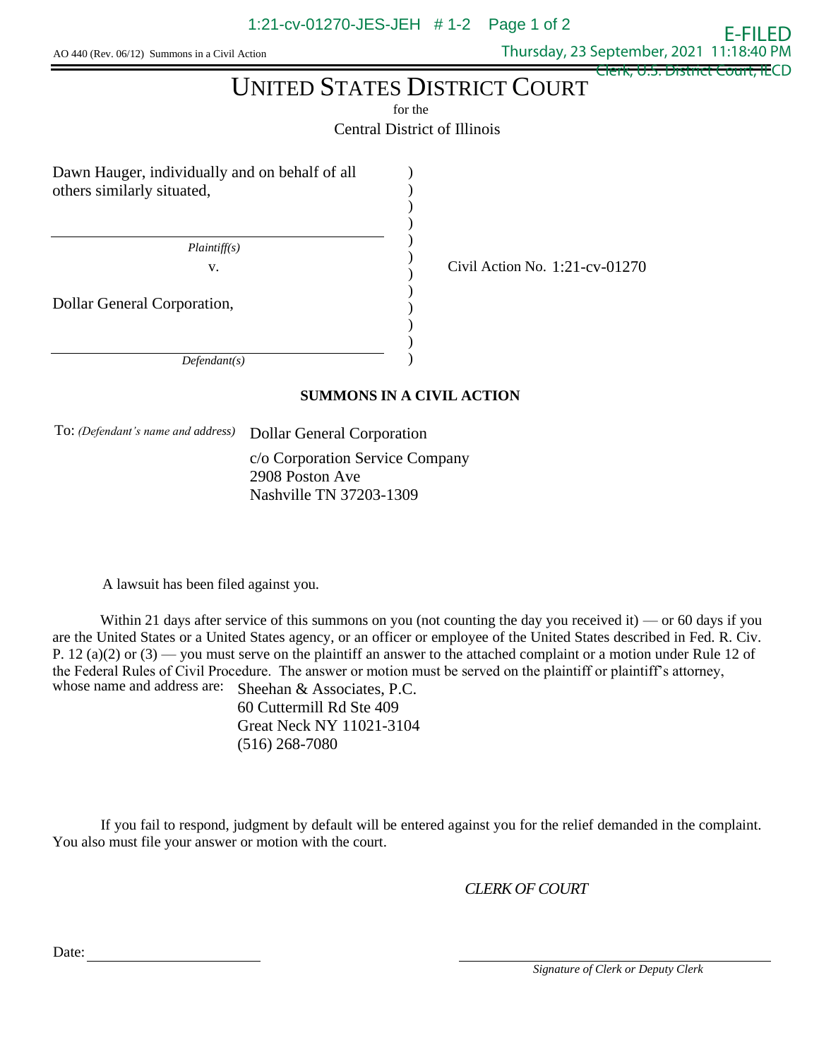AO 440 (Rev. 06/12) Summons in a Civil Action

# UNITED STATES DISTRICT COURT

for the

Central District of Illinois

Dawn Hauger, individually and on behalf of all others similarly situated,

*Plaintiff(s)*

v.

Dollar General Corporation,

*Defendant(s)*

Civil Action No. 1:21-cv-01270

**SUMMONS IN A CIVIL ACTION**

To: *(Defendant's name and address)* Dollar General Corporation
c/o Corporation Service Company
2908 Poston Ave
Nashville TN 37203-1309

A lawsuit has been filed against you.

Within 21 days after service of this summons on you (not counting the day you received it) — or 60 days if you are the United States or a United States agency, or an officer or employee of the United States described in Fed. R. Civ. P. 12 (a)(2) or (3) — you must serve on the plaintiff an answer to the attached complaint or a motion under Rule 12 of the Federal Rules of Civil Procedure. The answer or motion must be served on the plaintiff or plaintiff's attorney, whose name and address are: Sheehan & Associates, P.C.
60 Cuttermill Rd Ste 409
Great Neck NY 11021-3104
(516) 268-7080

If you fail to respond, judgment by default will be entered against you for the relief demanded in the complaint. You also must file your answer or motion with the court.

*CLERK OF COURT*

Date: ____________________

____________________
*Signature of Clerk or Deputy Clerk*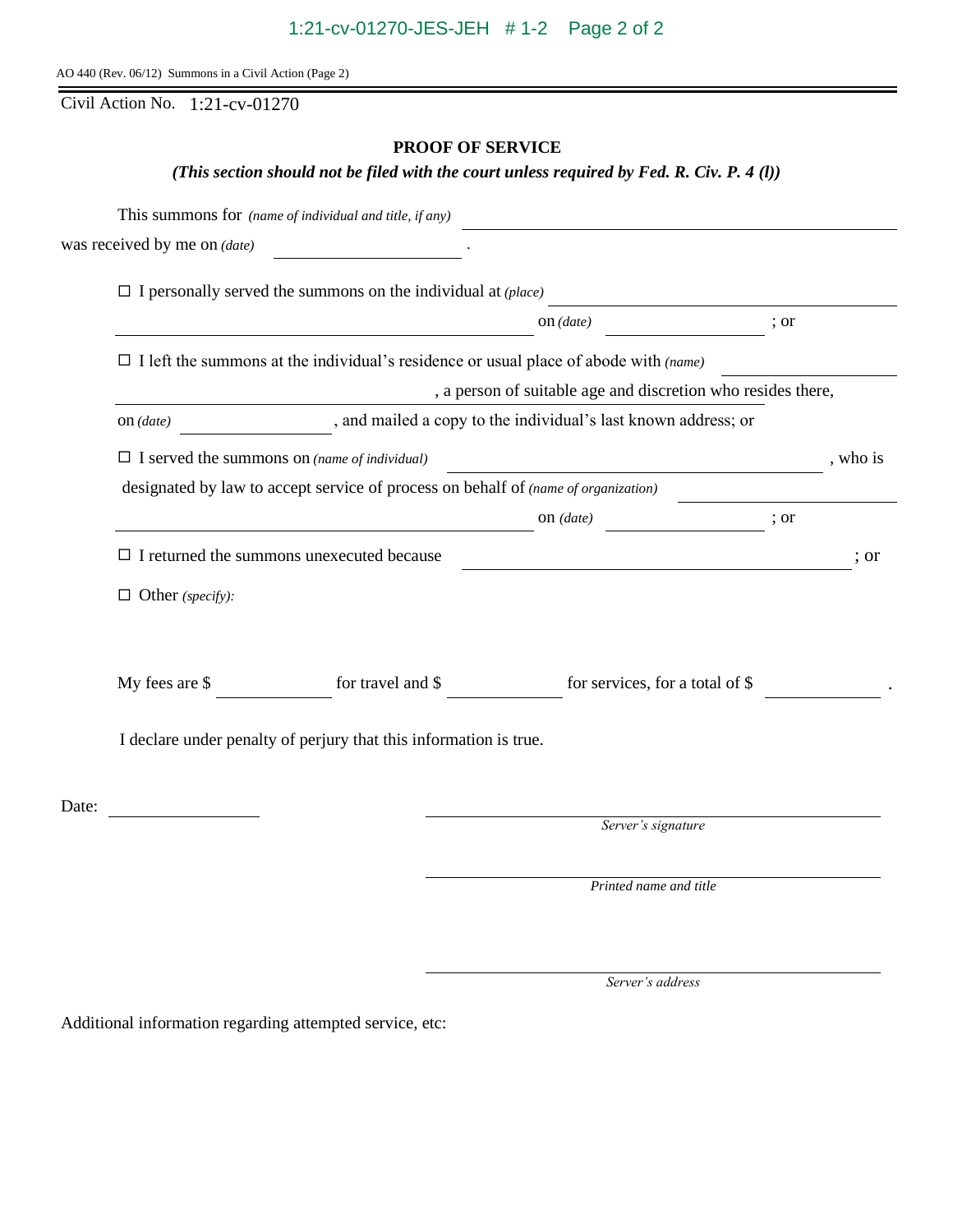AO 440 (Rev. 06/12) Summons in a Civil Action (Page 2)

Civil Action No. 1:21-cv-01270

## PROOF OF SERVICE

***(This section should not be filed with the court unless required by Fed. R. Civ. P. 4 (l))***

This summons for *(name of individual and title, if any)* ____________________
was received by me on *(date)* ____________ .

☐ I personally served the summons on the individual at *(place)* ____________________
____________________ on *(date)* ____________ ; or

☐ I left the summons at the individual's residence or usual place of abode with *(name)* ____________
____________________ , a person of suitable age and discretion who resides there,
on *(date)* ____________ , and mailed a copy to the individual's last known address; or

☐ I served the summons on *(name of individual)* ____________________ , who is
designated by law to accept service of process on behalf of *(name of organization)* ____________
____________________ on *(date)* ____________ ; or

☐ I returned the summons unexecuted because ____________________ ; or

☐ Other *(specify)*:

My fees are $ ________ for travel and $ ________ for services, for a total of $ ________ .

I declare under penalty of perjury that this information is true.

Date: ____________

____________________
*Server's signature*

____________________
*Printed name and title*

____________________
*Server's address*

Additional information regarding attempted service, etc: